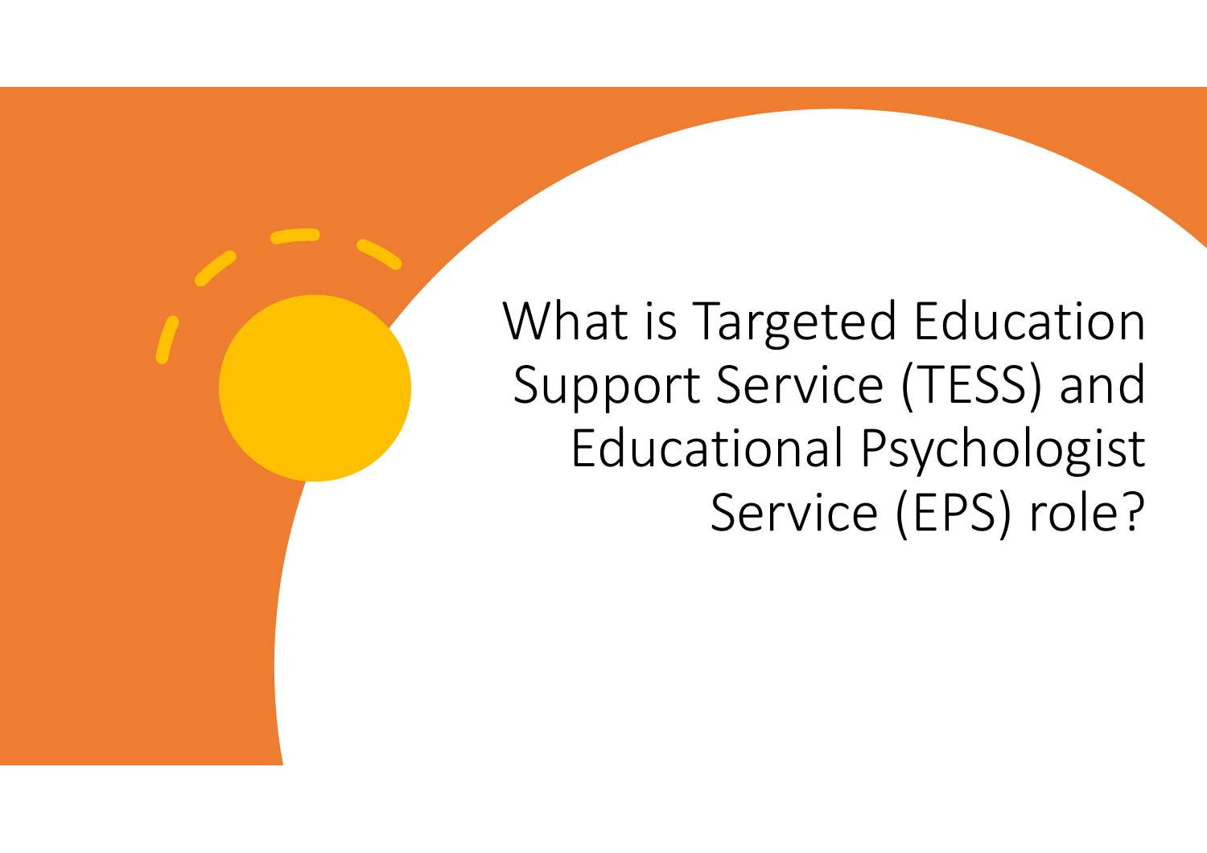# What is Targeted Education Support Service (TESS) and Educational Psychologist Service (EPS) role?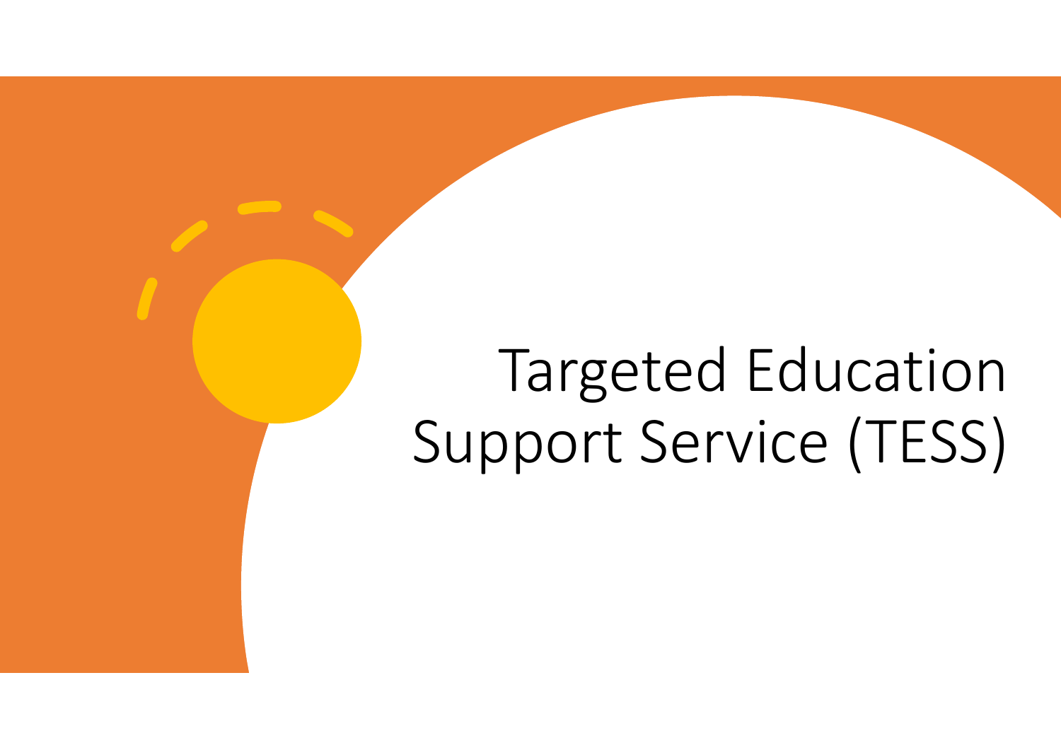# Targeted Education Support Service (TESS)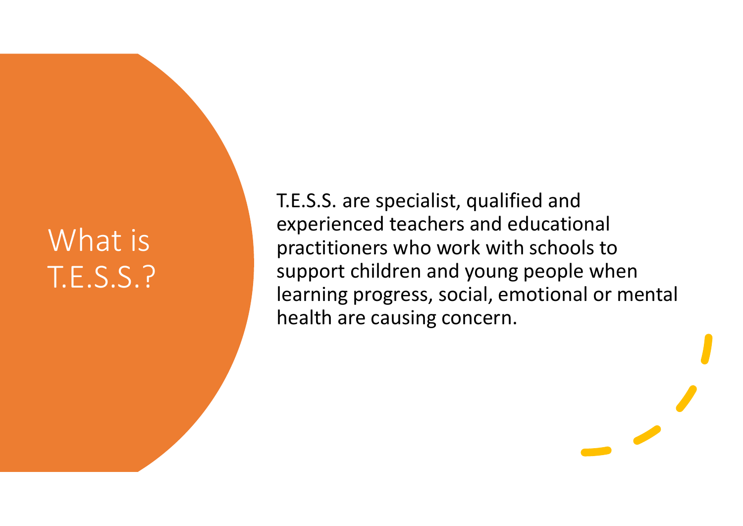# What is T.E.S.S.?

T.E.S.S. are specialist, qualified and experienced teachers and educational practitioners who work with schools to support children and young people when learning progress, social, emotional or mental health are causing concern.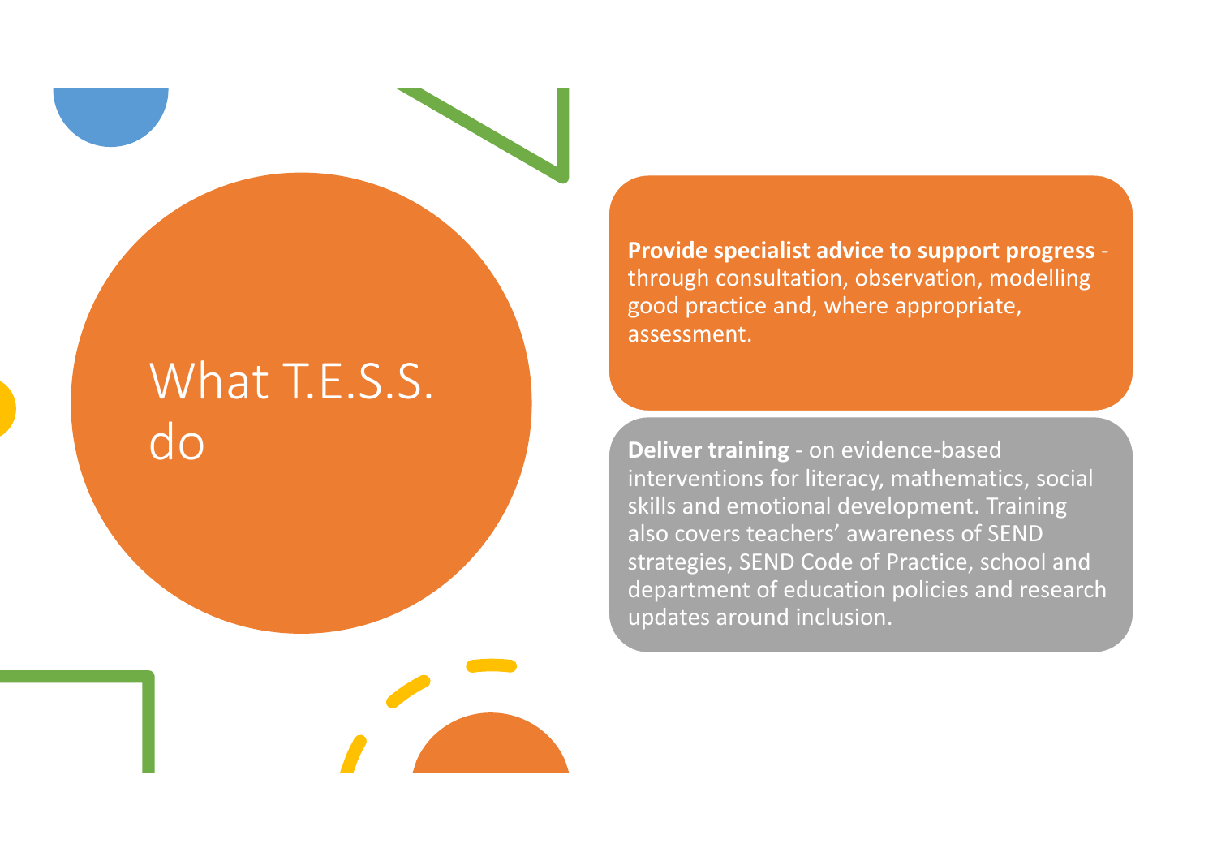# What T.E.S.S. do

**Provide specialist advice to support progress** - through consultation, observation, modelling good practice and, where appropriate, assessment.

**Deliver training** - on evidence-based interventions for literacy, mathematics, social skills and emotional development. Training also covers teachers' awareness of SEND strategies, SEND Code of Practice, school and department of education policies and research updates around inclusion.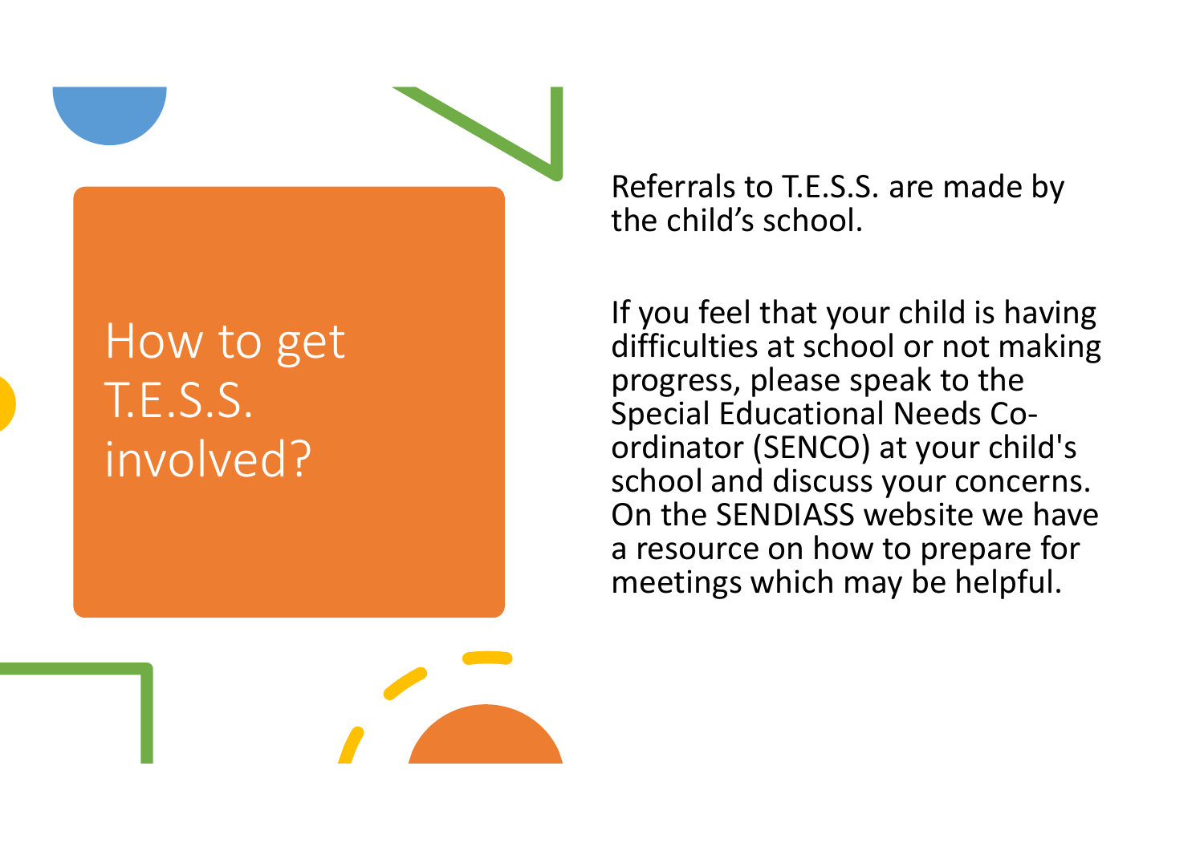# How to get T.E.S.S. involved?

Referrals to T.E.S.S. are made by the child's school.

If you feel that your child is having difficulties at school or not making progress, please speak to the Special Educational Needs Co-ordinator (SENCO) at your child's school and discuss your concerns. On the SENDIASS website we have a resource on how to prepare for meetings which may be helpful.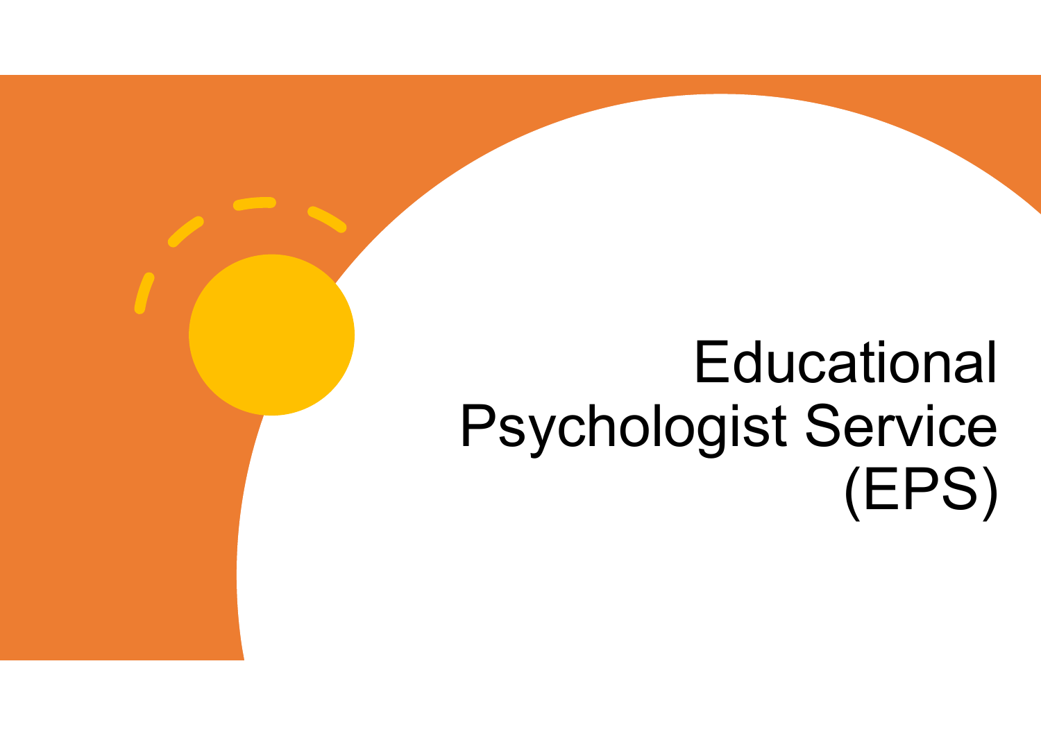# Educational Psychologist Service (EPS)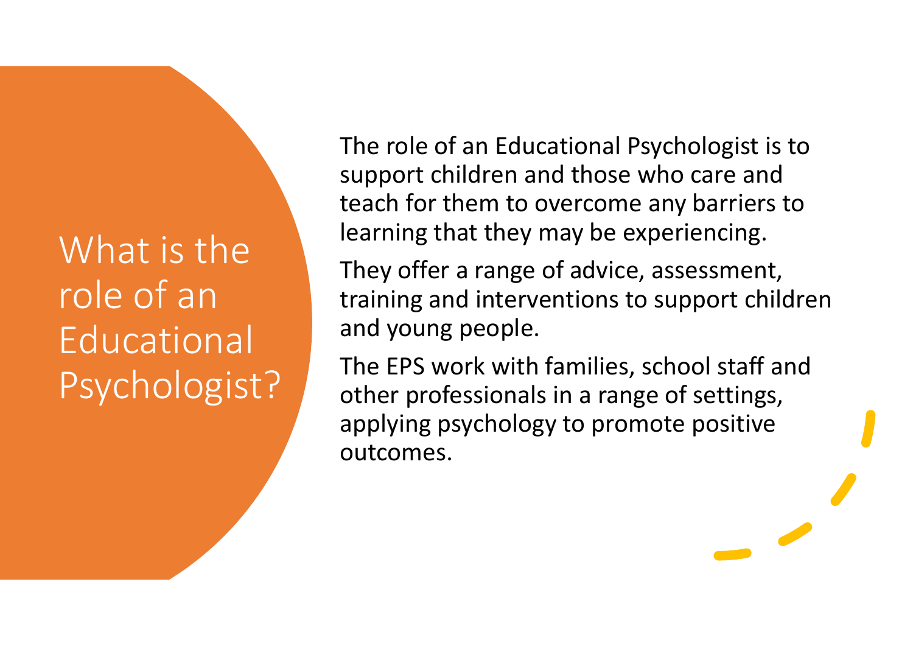# What is the role of an Educational Psychologist?

The role of an Educational Psychologist is to support children and those who care and teach for them to overcome any barriers to learning that they may be experiencing.

They offer a range of advice, assessment, training and interventions to support children and young people.

The EPS work with families, school staff and other professionals in a range of settings, applying psychology to promote positive outcomes.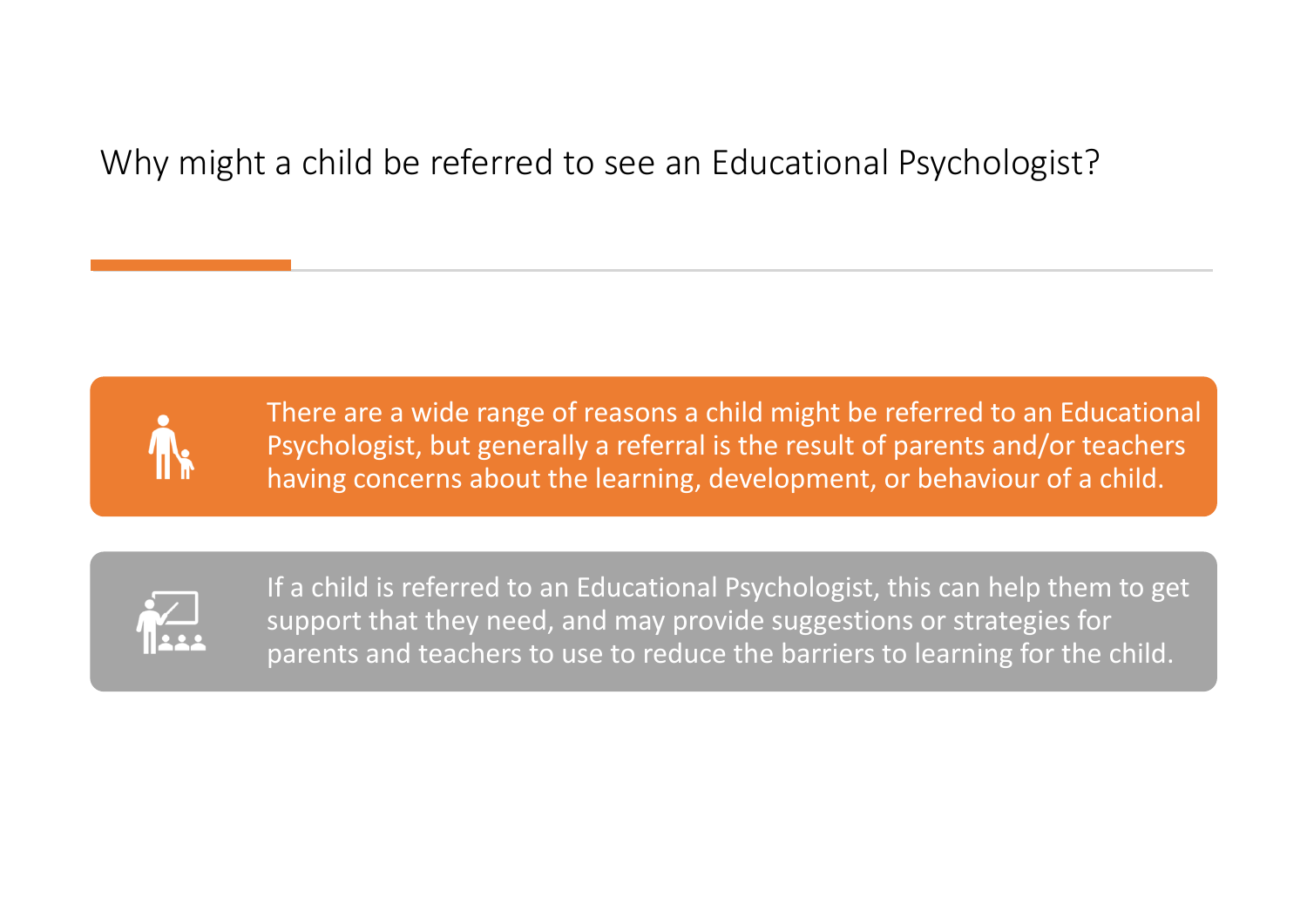# Why might a child be referred to see an Educational Psychologist?

There are a wide range of reasons a child might be referred to an Educational Psychologist, but generally a referral is the result of parents and/or teachers having concerns about the learning, development, or behaviour of a child.

If a child is referred to an Educational Psychologist, this can help them to get support that they need, and may provide suggestions or strategies for parents and teachers to use to reduce the barriers to learning for the child.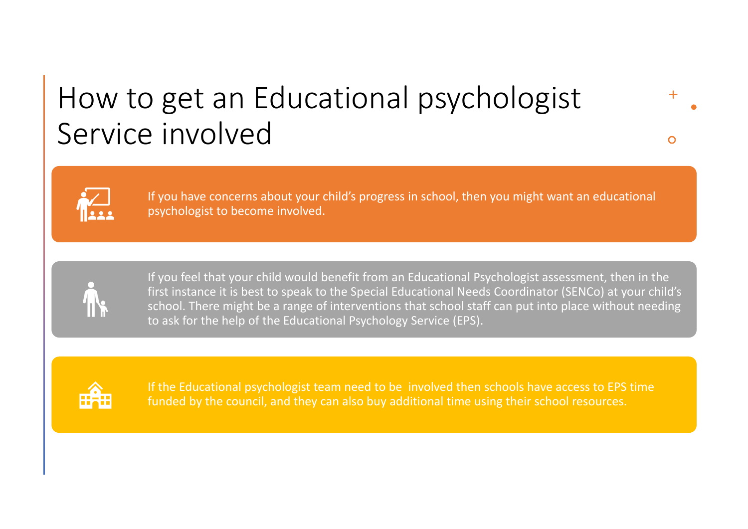# How to get an Educational psychologist Service involved

If you have concerns about your child's progress in school, then you might want an educational psychologist to become involved.

If you feel that your child would benefit from an Educational Psychologist assessment, then in the first instance it is best to speak to the Special Educational Needs Coordinator (SENCo) at your child's school. There might be a range of interventions that school staff can put into place without needing to ask for the help of the Educational Psychology Service (EPS).

If the Educational psychologist team need to be involved then schools have access to EPS time funded by the council, and they can also buy additional time using their school resources.